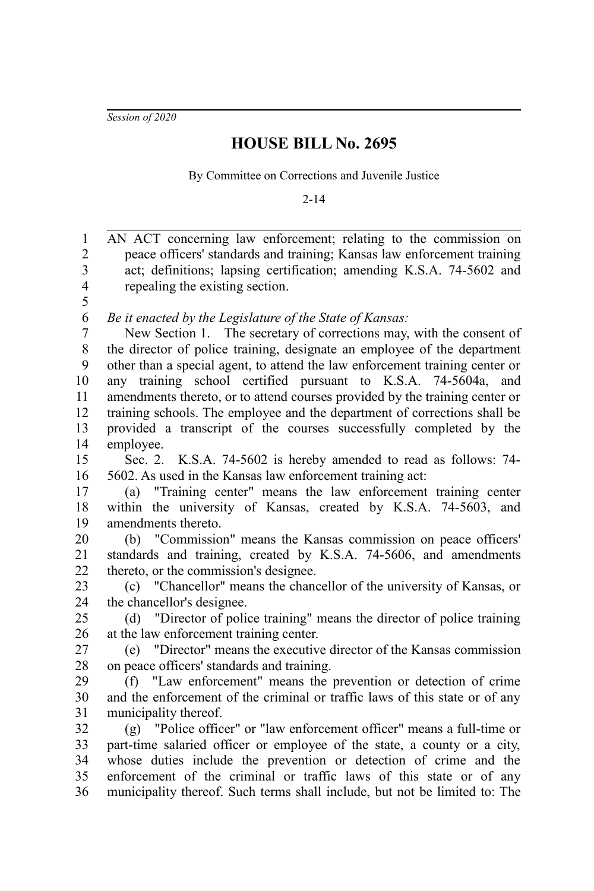*Session of 2020*

# HOUSE BILL No. 2695

By Committee on Corrections and Juvenile Justice

2-14

AN ACT concerning law enforcement; relating to the commission on peace officers' standards and training; Kansas law enforcement training act; definitions; lapsing certification; amending K.S.A. 74-5602 and repealing the existing section.

*Be it enacted by the Legislature of the State of Kansas:*

New Section 1. The secretary of corrections may, with the consent of the director of police training, designate an employee of the department other than a special agent, to attend the law enforcement training center or any training school certified pursuant to K.S.A. 74-5604a, and amendments thereto, or to attend courses provided by the training center or training schools. The employee and the department of corrections shall be provided a transcript of the courses successfully completed by the employee.

Sec. 2. K.S.A. 74-5602 is hereby amended to read as follows: 74-5602. As used in the Kansas law enforcement training act:

(a) "Training center" means the law enforcement training center within the university of Kansas, created by K.S.A. 74-5603, and amendments thereto.

(b) "Commission" means the Kansas commission on peace officers' standards and training, created by K.S.A. 74-5606, and amendments thereto, or the commission's designee.

(c) "Chancellor" means the chancellor of the university of Kansas, or the chancellor's designee.

(d) "Director of police training" means the director of police training at the law enforcement training center.

(e) "Director" means the executive director of the Kansas commission on peace officers' standards and training.

(f) "Law enforcement" means the prevention or detection of crime and the enforcement of the criminal or traffic laws of this state or of any municipality thereof.

(g) "Police officer" or "law enforcement officer" means a full-time or part-time salaried officer or employee of the state, a county or a city, whose duties include the prevention or detection of crime and the enforcement of the criminal or traffic laws of this state or of any municipality thereof. Such terms shall include, but not be limited to: The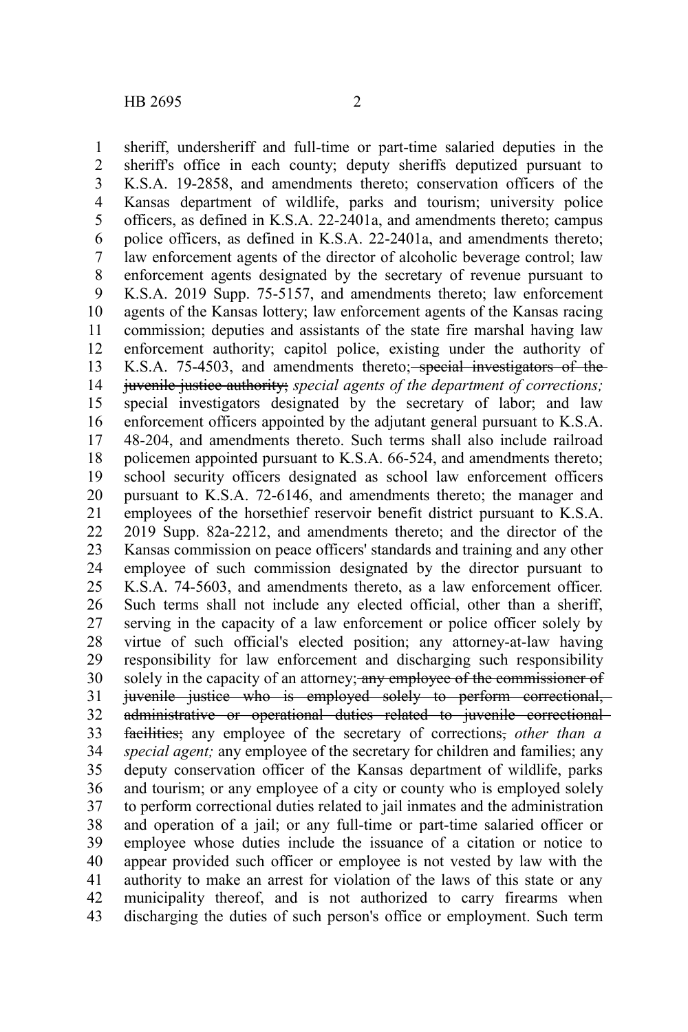sheriff, undersheriff and full-time or part-time salaried deputies in the sheriff's office in each county; deputy sheriffs deputized pursuant to K.S.A. 19-2858, and amendments thereto; conservation officers of the Kansas department of wildlife, parks and tourism; university police officers, as defined in K.S.A. 22-2401a, and amendments thereto; campus police officers, as defined in K.S.A. 22-2401a, and amendments thereto; law enforcement agents of the director of alcoholic beverage control; law enforcement agents designated by the secretary of revenue pursuant to K.S.A. 2019 Supp. 75-5157, and amendments thereto; law enforcement agents of the Kansas lottery; law enforcement agents of the Kansas racing commission; deputies and assistants of the state fire marshal having law enforcement authority; capitol police, existing under the authority of K.S.A. 75-4503, and amendments thereto;~~ special investigators of the juvenile justice authority;~~ *special agents of the department of corrections;* special investigators designated by the secretary of labor; and law enforcement officers appointed by the adjutant general pursuant to K.S.A. 48-204, and amendments thereto. Such terms shall also include railroad policemen appointed pursuant to K.S.A. 66-524, and amendments thereto; school security officers designated as school law enforcement officers pursuant to K.S.A. 72-6146, and amendments thereto; the manager and employees of the horsethief reservoir benefit district pursuant to K.S.A. 2019 Supp. 82a-2212, and amendments thereto; and the director of the Kansas commission on peace officers' standards and training and any other employee of such commission designated by the director pursuant to K.S.A. 74-5603, and amendments thereto, as a law enforcement officer. Such terms shall not include any elected official, other than a sheriff, serving in the capacity of a law enforcement or police officer solely by virtue of such official's elected position; any attorney-at-law having responsibility for law enforcement and discharging such responsibility solely in the capacity of an attorney;~~ any employee of the commissioner of juvenile justice who is employed solely to perform correctional, administrative or operational duties related to juvenile correctional facilities;~~ any employee of the secretary of corrections~~,~~ *other than a special agent;* any employee of the secretary for children and families; any deputy conservation officer of the Kansas department of wildlife, parks and tourism; or any employee of a city or county who is employed solely to perform correctional duties related to jail inmates and the administration and operation of a jail; or any full-time or part-time salaried officer or employee whose duties include the issuance of a citation or notice to appear provided such officer or employee is not vested by law with the authority to make an arrest for violation of the laws of this state or any municipality thereof, and is not authorized to carry firearms when discharging the duties of such person's office or employment. Such term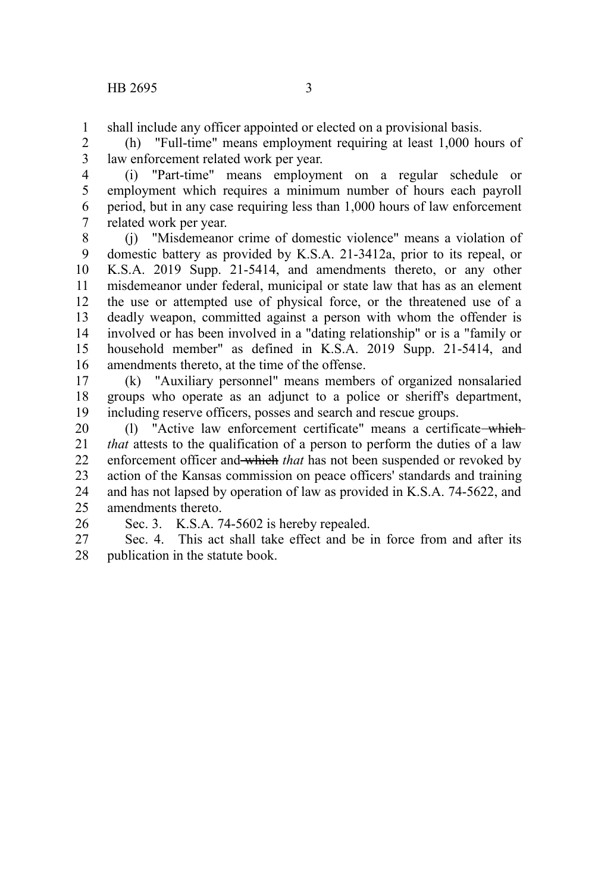shall include any officer appointed or elected on a provisional basis.

(h) "Full-time" means employment requiring at least 1,000 hours of law enforcement related work per year.

(i) "Part-time" means employment on a regular schedule or employment which requires a minimum number of hours each payroll period, but in any case requiring less than 1,000 hours of law enforcement related work per year.

(j) "Misdemeanor crime of domestic violence" means a violation of domestic battery as provided by K.S.A. 21-3412a, prior to its repeal, or K.S.A. 2019 Supp. 21-5414, and amendments thereto, or any other misdemeanor under federal, municipal or state law that has as an element the use or attempted use of physical force, or the threatened use of a deadly weapon, committed against a person with whom the offender is involved or has been involved in a "dating relationship" or is a "family or household member" as defined in K.S.A. 2019 Supp. 21-5414, and amendments thereto, at the time of the offense.

(k) "Auxiliary personnel" means members of organized nonsalaried groups who operate as an adjunct to a police or sheriff's department, including reserve officers, posses and search and rescue groups.

(l) "Active law enforcement certificate" means a certificate ~~which~~ *that* attests to the qualification of a person to perform the duties of a law enforcement officer and ~~which~~ *that* has not been suspended or revoked by action of the Kansas commission on peace officers' standards and training and has not lapsed by operation of law as provided in K.S.A. 74-5622, and amendments thereto.

Sec. 3. K.S.A. 74-5602 is hereby repealed.

Sec. 4. This act shall take effect and be in force from and after its publication in the statute book.